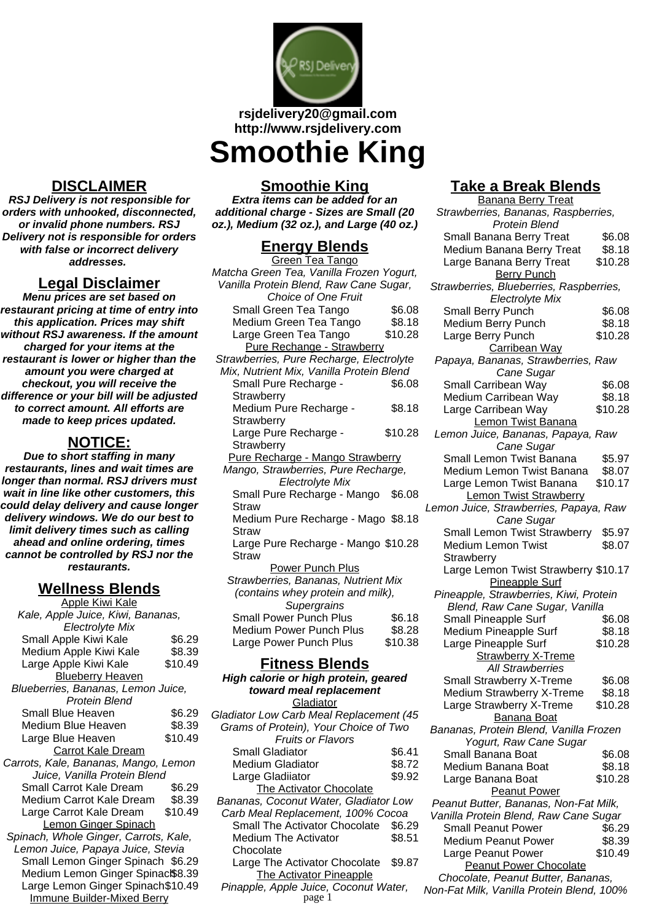**rsjdelivery20@gmail.com**
**http://www.rsjdelivery.com**

# Smoothie King

## DISCLAIMER

***RSJ Delivery is not responsible for orders with unhooked, disconnected, or invalid phone numbers. RSJ Delivery not is responsible for orders with false or incorrect delivery addresses.***

## Legal Disclaimer

***Menu prices are set based on restaurant pricing at time of entry into this application. Prices may shift without RSJ awareness. If the amount charged for your items at the restaurant is lower or higher than the amount you were charged at checkout, you will receive the difference or your bill will be adjusted to correct amount. All efforts are made to keep prices updated.***

## NOTICE:

***Due to short staffing in many restaurants, lines and wait times are longer than normal. RSJ drivers must wait in line like other customers, this could delay delivery and cause longer delivery windows. We do our best to limit delivery times such as calling ahead and online ordering, times cannot be controlled by RSJ nor the restaurants.***

## Wellness Blends

Apple Kiwi Kale

*Kale, Apple Juice, Kiwi, Bananas, Electrolyte Mix*

| Item | Price |
|---|---|
| Small Apple Kiwi Kale | $6.29 |
| Medium Apple Kiwi Kale | $8.39 |
| Large Apple Kiwi Kale | $10.49 |

Blueberry Heaven

*Blueberries, Bananas, Lemon Juice, Protein Blend*

| Item | Price |
|---|---|
| Small Blue Heaven | $6.29 |
| Medium Blue Heaven | $8.39 |
| Large Blue Heaven | $10.49 |

Carrot Kale Dream

*Carrots, Kale, Bananas, Mango, Lemon Juice, Vanilla Protein Blend*

| Item | Price |
|---|---|
| Small Carrot Kale Dream | $6.29 |
| Medium Carrot Kale Dream | $8.39 |
| Large Carrot Kale Dream | $10.49 |

Lemon Ginger Spinach

*Spinach, Whole Ginger, Carrots, Kale, Lemon Juice, Papaya Juice, Stevia*

| Item | Price |
|---|---|
| Small Lemon Ginger Spinach | $6.29 |
| Medium Lemon Ginger Spinach | $8.39 |
| Large Lemon Ginger Spinach | $10.49 |

Immune Builder-Mixed Berry

## Smoothie King

***Extra items can be added for an additional charge - Sizes are Small (20 oz.), Medium (32 oz.), and Large (40 oz.)***

## Energy Blends

Green Tea Tango

*Matcha Green Tea, Vanilla Frozen Yogurt, Vanilla Protein Blend, Raw Cane Sugar, Choice of One Fruit*

| Item | Price |
|---|---|
| Small Green Tea Tango | $6.08 |
| Medium Green Tea Tango | $8.18 |
| Large Green Tea Tango | $10.28 |

Pure Rechange - Strawberry

*Strawberries, Pure Recharge, Electrolyte Mix, Nutrient Mix, Vanilla Protein Blend*

| Item | Price |
|---|---|
| Small Pure Recharge - Strawberry | $6.08 |
| Medium Pure Recharge - Strawberry | $8.18 |
| Large Pure Recharge - Strawberry | $10.28 |

Pure Recharge - Mango Strawberry

*Mango, Strawberries, Pure Recharge, Electrolyte Mix*

| Item | Price |
|---|---|
| Small Pure Recharge - Mango Straw | $6.08 |
| Medium Pure Recharge - Mago Straw | $8.18 |
| Large Pure Recharge - Mango Straw | $10.28 |

Power Punch Plus

*Strawberries, Bananas, Nutrient Mix (contains whey protein and milk), Supergrains*

| Item | Price |
|---|---|
| Small Power Punch Plus | $6.18 |
| Medium Power Punch Plus | $8.28 |
| Large Power Punch Plus | $10.38 |

## Fitness Blends

***High calorie or high protein, geared toward meal replacement***

Gladiator

*Gladiator Low Carb Meal Replacement (45 Grams of Protein), Your Choice of Two Fruits or Flavors*

| Item | Price |
|---|---|
| Small Gladiator | $6.41 |
| Medium Gladiator | $8.72 |
| Large Gladiator | $9.92 |

The Activator Chocolate

*Bananas, Coconut Water, Gladiator Low Carb Meal Replacement, 100% Cocoa*

| Item | Price |
|---|---|
| Small The Activator Chocolate | $6.29 |
| Medium The Activator Chocolate | $8.51 |
| Large The Activator Chocolate | $9.87 |

The Activator Pineapple

*Pinapple, Apple Juice, Coconut Water,*

## Take a Break Blends

Banana Berry Treat

*Strawberries, Bananas, Raspberries, Protein Blend*

| Item | Price |
|---|---|
| Small Banana Berry Treat | $6.08 |
| Medium Banana Berry Treat | $8.18 |
| Large Banana Berry Treat | $10.28 |

Berry Punch

*Strawberries, Blueberries, Raspberries, Electrolyte Mix*

| Item | Price |
|---|---|
| Small Berry Punch | $6.08 |
| Medium Berry Punch | $8.18 |
| Large Berry Punch | $10.28 |

Carribean Way

*Papaya, Bananas, Strawberries, Raw Cane Sugar*

| Item | Price |
|---|---|
| Small Carribean Way | $6.08 |
| Medium Carribean Way | $8.18 |
| Large Carribean Way | $10.28 |

Lemon Twist Banana

*Lemon Juice, Bananas, Papaya, Raw Cane Sugar*

| Item | Price |
|---|---|
| Small Lemon Twist Banana | $5.97 |
| Medium Lemon Twist Banana | $8.07 |
| Large Lemon Twist Banana | $10.17 |

Lemon Twist Strawberry

*Lemon Juice, Strawberries, Papaya, Raw Cane Sugar*

| Item | Price |
|---|---|
| Small Lemon Twist Strawberry | $5.97 |
| Medium Lemon Twist Strawberry | $8.07 |
| Large Lemon Twist Strawberry | $10.17 |

Pineapple Surf

*Pineapple, Strawberries, Kiwi, Protein Blend, Raw Cane Sugar, Vanilla*

| Item | Price |
|---|---|
| Small Pineapple Surf | $6.08 |
| Medium Pineapple Surf | $8.18 |
| Large Pineapple Surf | $10.28 |

Strawberry X-Treme

*All Strawberries*

| Item | Price |
|---|---|
| Small Strawberry X-Treme | $6.08 |
| Medium Strawberry X-Treme | $8.18 |
| Large Strawberry X-Treme | $10.28 |

Banana Boat

*Bananas, Protein Blend, Vanilla Frozen Yogurt, Raw Cane Sugar*

| Item | Price |
|---|---|
| Small Banana Boat | $6.08 |
| Medium Banana Boat | $8.18 |
| Large Banana Boat | $10.28 |

Peanut Power

*Peanut Butter, Bananas, Non-Fat Milk, Vanilla Protein Blend, Raw Cane Sugar*

| Item | Price |
|---|---|
| Small Peanut Power | $6.29 |
| Medium Peanut Power | $8.39 |
| Large Peanut Power | $10.49 |

Peanut Power Chocolate

*Chocolate, Peanut Butter, Bananas, Non-Fat Milk, Vanilla Protein Blend, 100%*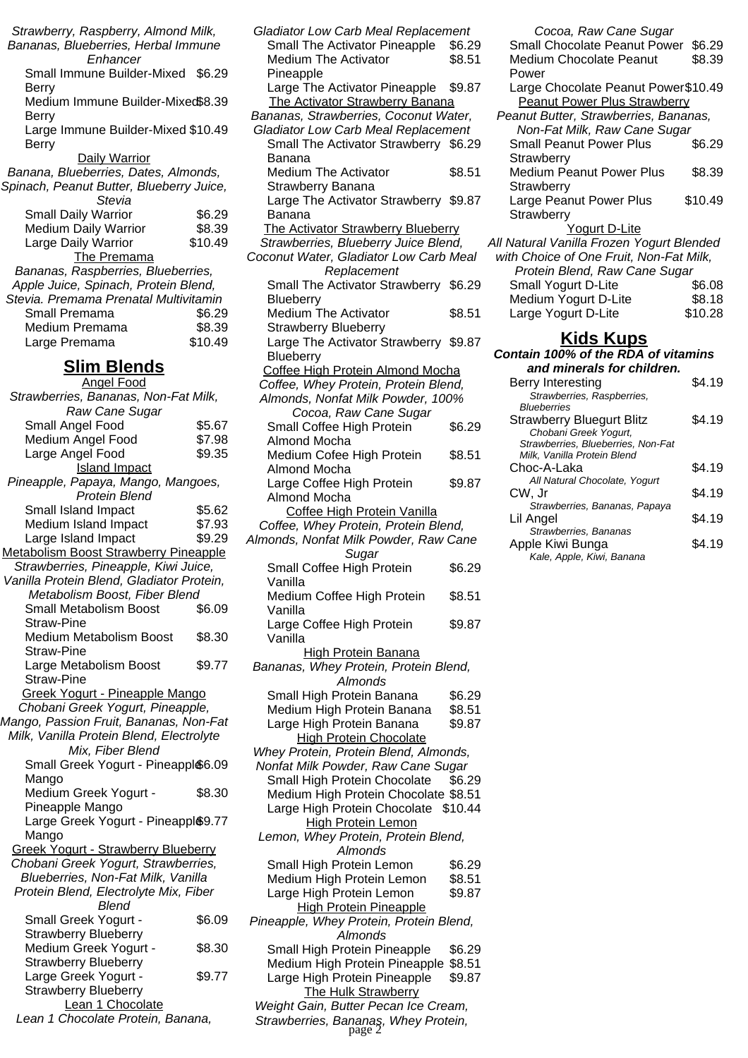Strawberry, Raspberry, Almond Milk, Bananas, Blueberries, Herbal Immune Enhancer

| | |
|---|---|
| Small Immune Builder-Mixed Berry | $6.29 |
| Medium Immune Builder-Mixed Berry | $8.39 |
| Large Immune Builder-Mixed Berry | $10.49 |

Daily Warrior

*Banana, Blueberries, Dates, Almonds, Spinach, Peanut Butter, Blueberry Juice, Stevia*

| | |
|---|---|
| Small Daily Warrior | $6.29 |
| Medium Daily Warrior | $8.39 |
| Large Daily Warrior | $10.49 |

The Premama

*Bananas, Raspberries, Blueberries, Apple Juice, Spinach, Protein Blend, Stevia. Premama Prenatal Multivitamin*

| | |
|---|---|
| Small Premama | $6.29 |
| Medium Premama | $8.39 |
| Large Premama | $10.49 |

## Slim Blends

Angel Food

*Strawberries, Bananas, Non-Fat Milk, Raw Cane Sugar*

| | |
|---|---|
| Small Angel Food | $5.67 |
| Medium Angel Food | $7.98 |
| Large Angel Food | $9.35 |

Island Impact

*Pineapple, Papaya, Mango, Mangoes, Protein Blend*

| | |
|---|---|
| Small Island Impact | $5.62 |
| Medium Island Impact | $7.93 |
| Large Island Impact | $9.29 |

Metabolism Boost Strawberry Pineapple

*Strawberries, Pineapple, Kiwi Juice, Vanilla Protein Blend, Gladiator Protein, Metabolism Boost, Fiber Blend*

| | |
|---|---|
| Small Metabolism Boost Straw-Pine | $6.09 |
| Medium Metabolism Boost Straw-Pine | $8.30 |
| Large Metabolism Boost Straw-Pine | $9.77 |

Greek Yogurt - Pineapple Mango

*Chobani Greek Yogurt, Pineapple, Mango, Passion Fruit, Bananas, Non-Fat Milk, Vanilla Protein Blend, Electrolyte Mix, Fiber Blend*

| | |
|---|---|
| Small Greek Yogurt - Pineapple Mango | $6.09 |
| Medium Greek Yogurt - Pineapple Mango | $8.30 |
| Large Greek Yogurt - Pineapple Mango | $9.77 |

Greek Yogurt - Strawberry Blueberry

*Chobani Greek Yogurt, Strawberries, Blueberries, Non-Fat Milk, Vanilla Protein Blend, Electrolyte Mix, Fiber Blend*

| | |
|---|---|
| Small Greek Yogurt - Strawberry Blueberry | $6.09 |
| Medium Greek Yogurt - Strawberry Blueberry | $8.30 |
| Large Greek Yogurt - Strawberry Blueberry | $9.77 |

Lean 1 Chocolate

*Lean 1 Chocolate Protein, Banana, Gladiator Low Carb Meal Replacement*

| | |
|---|---|
| Small The Activator Pineapple | $6.29 |
| Medium The Activator Pineapple | $8.51 |
| Large The Activator Pineapple | $9.87 |

The Activator Strawberry Banana

*Bananas, Strawberries, Coconut Water, Gladiator Low Carb Meal Replacement*

| | |
|---|---|
| Small The Activator Strawberry Banana | $6.29 |
| Medium The Activator Strawberry Banana | $8.51 |
| Large The Activator Strawberry Banana | $9.87 |

The Activator Strawberry Blueberry

*Strawberries, Blueberry Juice Blend, Coconut Water, Gladiator Low Carb Meal Replacement*

| | |
|---|---|
| Small The Activator Strawberry Blueberry | $6.29 |
| Medium The Activator Strawberry Blueberry | $8.51 |
| Large The Activator Strawberry Blueberry | $9.87 |

Coffee High Protein Almond Mocha

*Coffee, Whey Protein, Protein Blend, Almonds, Nonfat Milk Powder, 100% Cocoa, Raw Cane Sugar*

| | |
|---|---|
| Small Coffee High Protein Almond Mocha | $6.29 |
| Medium Cofee High Protein Almond Mocha | $8.51 |
| Large Coffee High Protein Almond Mocha | $9.87 |

Coffee High Protein Vanilla

*Coffee, Whey Protein, Protein Blend, Almonds, Nonfat Milk Powder, Raw Cane Sugar*

| | |
|---|---|
| Small Coffee High Protein Vanilla | $6.29 |
| Medium Coffee High Protein Vanilla | $8.51 |
| Large Coffee High Protein Vanilla | $9.87 |

High Protein Banana

*Bananas, Whey Protein, Protein Blend, Almonds*

| | |
|---|---|
| Small High Protein Banana | $6.29 |
| Medium High Protein Banana | $8.51 |
| Large High Protein Banana | $9.87 |

High Protein Chocolate

*Whey Protein, Protein Blend, Almonds, Nonfat Milk Powder, Raw Cane Sugar*

| | |
|---|---|
| Small High Protein Chocolate | $6.29 |
| Medium High Protein Chocolate | $8.51 |
| Large High Protein Chocolate | $10.44 |

High Protein Lemon

*Lemon, Whey Protein, Protein Blend, Almonds*

| | |
|---|---|
| Small High Protein Lemon | $6.29 |
| Medium High Protein Lemon | $8.51 |
| Large High Protein Lemon | $9.87 |

High Protein Pineapple

*Pineapple, Whey Protein, Protein Blend, Almonds*

| | |
|---|---|
| Small High Protein Pineapple | $6.29 |
| Medium High Protein Pineapple | $8.51 |
| Large High Protein Pineapple | $9.87 |

The Hulk Strawberry

*Weight Gain, Butter Pecan Ice Cream, Strawberries, Bananas, Whey Protein, Cocoa, Raw Cane Sugar*

| | |
|---|---|
| Small Chocolate Peanut Power | $6.29 |
| Medium Chocolate Peanut Power | $8.39 |
| Large Chocolate Peanut Power | $10.49 |

Peanut Power Plus Strawberry

*Peanut Butter, Strawberries, Bananas, Non-Fat Milk, Raw Cane Sugar*

| | |
|---|---|
| Small Peanut Power Plus Strawberry | $6.29 |
| Medium Peanut Power Plus Strawberry | $8.39 |
| Large Peanut Power Plus Strawberry | $10.49 |

Yogurt D-Lite

*All Natural Vanilla Frozen Yogurt Blended with Choice of One Fruit, Non-Fat Milk, Protein Blend, Raw Cane Sugar*

| | |
|---|---|
| Small Yogurt D-Lite | $6.08 |
| Medium Yogurt D-Lite | $8.18 |
| Large Yogurt D-Lite | $10.28 |

## Kids Kups

***Contain 100% of the RDA of vitamins and minerals for children.***

| | |
|---|---|
| Berry Interesting<br>*Strawberries, Raspberries, Blueberries* | $4.19 |
| Strawberry Bluegurt Blitz<br>*Chobani Greek Yogurt, Strawberries, Blueberries, Non-Fat Milk, Vanilla Protein Blend* | $4.19 |
| Choc-A-Laka<br>*All Natural Chocolate, Yogurt* | $4.19 |
| CW, Jr<br>*Strawberries, Bananas, Papaya* | $4.19 |
| Lil Angel<br>*Strawberries, Bananas* | $4.19 |
| Apple Kiwi Bunga<br>*Kale, Apple, Kiwi, Banana* | $4.19 |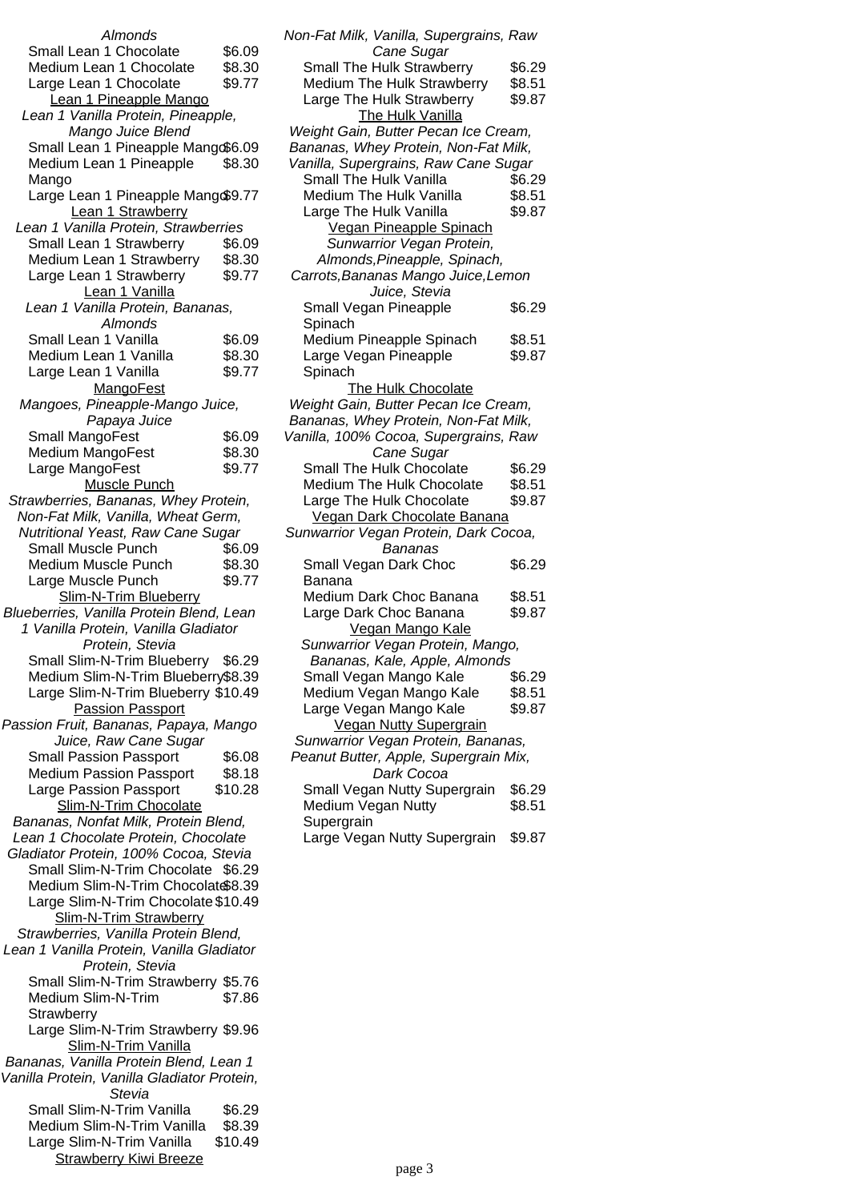*Almonds*

| | |
|---|---|
| Small Lean 1 Chocolate | $6.09 |
| Medium Lean 1 Chocolate | $8.30 |
| Large Lean 1 Chocolate | $9.77 |

Lean 1 Pineapple Mango

*Lean 1 Vanilla Protein, Pineapple, Mango Juice Blend*

| | |
|---|---|
| Small Lean 1 Pineapple Mango | $6.09 |
| Medium Lean 1 Pineapple Mango | $8.30 |
| Large Lean 1 Pineapple Mango | $9.77 |

Lean 1 Strawberry

*Lean 1 Vanilla Protein, Strawberries*

| | |
|---|---|
| Small Lean 1 Strawberry | $6.09 |
| Medium Lean 1 Strawberry | $8.30 |
| Large Lean 1 Strawberry | $9.77 |

Lean 1 Vanilla

*Lean 1 Vanilla Protein, Bananas, Almonds*

| | |
|---|---|
| Small Lean 1 Vanilla | $6.09 |
| Medium Lean 1 Vanilla | $8.30 |
| Large Lean 1 Vanilla | $9.77 |

MangoFest

*Mangoes, Pineapple-Mango Juice, Papaya Juice*

| | |
|---|---|
| Small MangoFest | $6.09 |
| Medium MangoFest | $8.30 |
| Large MangoFest | $9.77 |

Muscle Punch

*Strawberries, Bananas, Whey Protein, Non-Fat Milk, Vanilla, Wheat Germ, Nutritional Yeast, Raw Cane Sugar*

| | |
|---|---|
| Small Muscle Punch | $6.09 |
| Medium Muscle Punch | $8.30 |
| Large Muscle Punch | $9.77 |

Slim-N-Trim Blueberry

*Blueberries, Vanilla Protein Blend, Lean 1 Vanilla Protein, Vanilla Gladiator Protein, Stevia*

| | |
|---|---|
| Small Slim-N-Trim Blueberry | $6.29 |
| Medium Slim-N-Trim Blueberry | $8.39 |
| Large Slim-N-Trim Blueberry | $10.49 |

Passion Passport

*Passion Fruit, Bananas, Papaya, Mango Juice, Raw Cane Sugar*

| | |
|---|---|
| Small Passion Passport | $6.08 |
| Medium Passion Passport | $8.18 |
| Large Passion Passport | $10.28 |

Slim-N-Trim Chocolate

*Bananas, Nonfat Milk, Protein Blend, Lean 1 Chocolate Protein, Chocolate Gladiator Protein, 100% Cocoa, Stevia*

| | |
|---|---|
| Small Slim-N-Trim Chocolate | $6.29 |
| Medium Slim-N-Trim Chocolate | $8.39 |
| Large Slim-N-Trim Chocolate | $10.49 |

Slim-N-Trim Strawberry

*Strawberries, Vanilla Protein Blend, Lean 1 Vanilla Protein, Vanilla Gladiator Protein, Stevia*

| | |
|---|---|
| Small Slim-N-Trim Strawberry | $5.76 |
| Medium Slim-N-Trim Strawberry | $7.86 |
| Large Slim-N-Trim Strawberry | $9.96 |

Slim-N-Trim Vanilla

*Bananas, Vanilla Protein Blend, Lean 1 Vanilla Protein, Vanilla Gladiator Protein, Stevia*

| | |
|---|---|
| Small Slim-N-Trim Vanilla | $6.29 |
| Medium Slim-N-Trim Vanilla | $8.39 |
| Large Slim-N-Trim Vanilla | $10.49 |

Strawberry Kiwi Breeze

*Non-Fat Milk, Vanilla, Supergrains, Raw Cane Sugar*

| | |
|---|---|
| Small The Hulk Strawberry | $6.29 |
| Medium The Hulk Strawberry | $8.51 |
| Large The Hulk Strawberry | $9.87 |

The Hulk Vanilla

*Weight Gain, Butter Pecan Ice Cream, Bananas, Whey Protein, Non-Fat Milk, Vanilla, Supergrains, Raw Cane Sugar*

| | |
|---|---|
| Small The Hulk Vanilla | $6.29 |
| Medium The Hulk Vanilla | $8.51 |
| Large The Hulk Vanilla | $9.87 |

Vegan Pineapple Spinach

*Sunwarrior Vegan Protein, Almonds,Pineapple, Spinach, Carrots,Bananas Mango Juice,Lemon Juice, Stevia*

| | |
|---|---|
| Small Vegan Pineapple Spinach | $6.29 |
| Medium Pineapple Spinach | $8.51 |
| Large Vegan Pineapple Spinach | $9.87 |

The Hulk Chocolate

*Weight Gain, Butter Pecan Ice Cream, Bananas, Whey Protein, Non-Fat Milk, Vanilla, 100% Cocoa, Supergrains, Raw Cane Sugar*

| | |
|---|---|
| Small The Hulk Chocolate | $6.29 |
| Medium The Hulk Chocolate | $8.51 |
| Large The Hulk Chocolate | $9.87 |

Vegan Dark Chocolate Banana

*Sunwarrior Vegan Protein, Dark Cocoa, Bananas*

| | |
|---|---|
| Small Vegan Dark Choc Banana | $6.29 |
| Medium Dark Choc Banana | $8.51 |
| Large Dark Choc Banana | $9.87 |

Vegan Mango Kale

*Sunwarrior Vegan Protein, Mango, Bananas, Kale, Apple, Almonds*

| | |
|---|---|
| Small Vegan Mango Kale | $6.29 |
| Medium Vegan Mango Kale | $8.51 |
| Large Vegan Mango Kale | $9.87 |

Vegan Nutty Supergrain

*Sunwarrior Vegan Protein, Bananas, Peanut Butter, Apple, Supergrain Mix, Dark Cocoa*

| | |
|---|---|
| Small Vegan Nutty Supergrain | $6.29 |
| Medium Vegan Nutty Supergrain | $8.51 |
| Large Vegan Nutty Supergrain | $9.87 |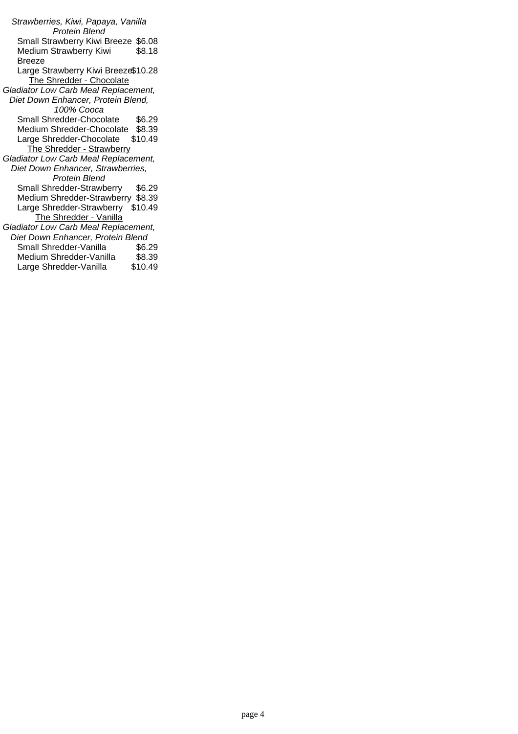*Strawberries, Kiwi, Papaya, Vanilla Protein Blend*

| | |
|---|---|
| Small Strawberry Kiwi Breeze | $6.08 |
| Medium Strawberry Kiwi Breeze | $8.18 |
| Large Strawberry Kiwi Breeze | $10.28 |

<u>The Shredder - Chocolate</u>

*Gladiator Low Carb Meal Replacement, Diet Down Enhancer, Protein Blend, 100% Cooca*

| | |
|---|---|
| Small Shredder-Chocolate | $6.29 |
| Medium Shredder-Chocolate | $8.39 |
| Large Shredder-Chocolate | $10.49 |

<u>The Shredder - Strawberry</u>

*Gladiator Low Carb Meal Replacement, Diet Down Enhancer, Strawberries, Protein Blend*

| | |
|---|---|
| Small Shredder-Strawberry | $6.29 |
| Medium Shredder-Strawberry | $8.39 |
| Large Shredder-Strawberry | $10.49 |

<u>The Shredder - Vanilla</u>

*Gladiator Low Carb Meal Replacement, Diet Down Enhancer, Protein Blend*

| | |
|---|---|
| Small Shredder-Vanilla | $6.29 |
| Medium Shredder-Vanilla | $8.39 |
| Large Shredder-Vanilla | $10.49 |